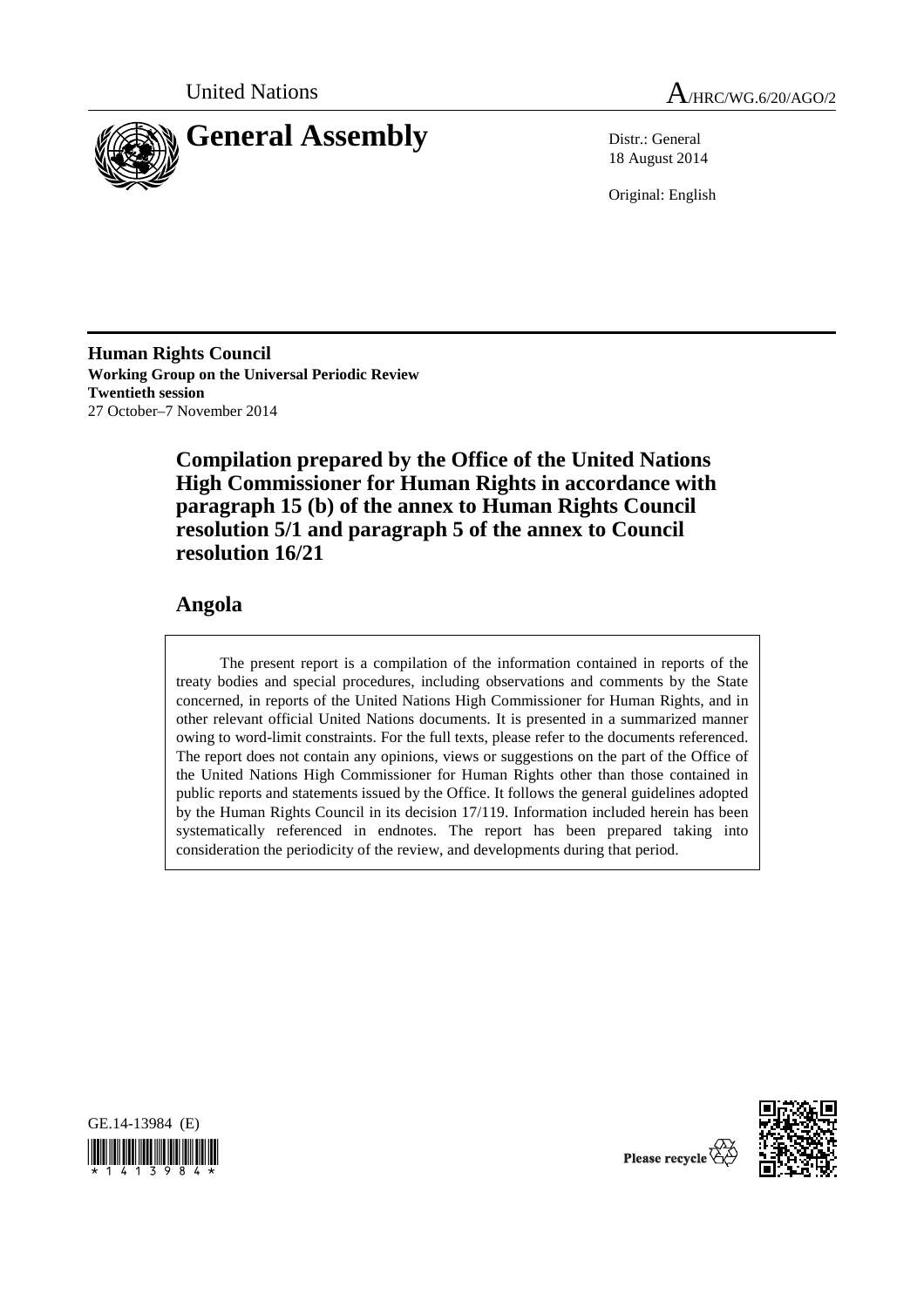United Nations

A/HRC/WG.6/20/AGO/2

# General Assembly

Distr.: General
18 August 2014

Original: English

**Human Rights Council**
**Working Group on the Universal Periodic Review**
**Twentieth session**
27 October–7 November 2014

## Compilation prepared by the Office of the United Nations High Commissioner for Human Rights in accordance with paragraph 15 (b) of the annex to Human Rights Council resolution 5/1 and paragraph 5 of the annex to Council resolution 16/21

## Angola

The present report is a compilation of the information contained in reports of the treaty bodies and special procedures, including observations and comments by the State concerned, in reports of the United Nations High Commissioner for Human Rights, and in other relevant official United Nations documents. It is presented in a summarized manner owing to word-limit constraints. For the full texts, please refer to the documents referenced. The report does not contain any opinions, views or suggestions on the part of the Office of the United Nations High Commissioner for Human Rights other than those contained in public reports and statements issued by the Office. It follows the general guidelines adopted by the Human Rights Council in its decision 17/119. Information included herein has been systematically referenced in endnotes. The report has been prepared taking into consideration the periodicity of the review, and developments during that period.

GE.14-13984 (E)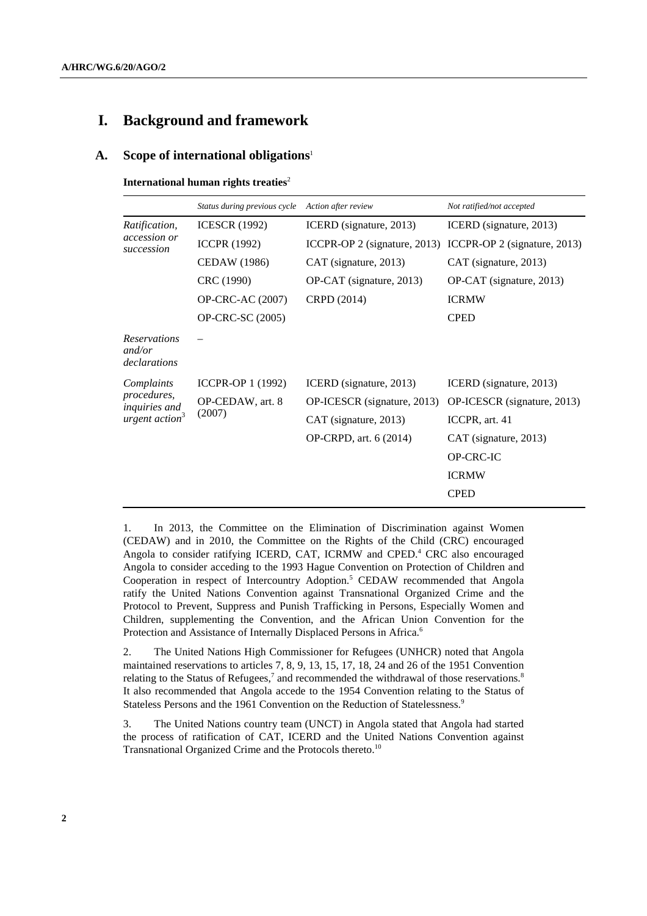# I. Background and framework

## A. Scope of international obligations[1]

**International human rights treaties**[2]

| | *Status during previous cycle* | *Action after review* | *Not ratified/not accepted* |
|---|---|---|---|
| *Ratification, accession or succession* | ICESCR (1992) | ICERD (signature, 2013) | ICERD (signature, 2013) |
| | ICCPR (1992) | ICCPR-OP 2 (signature, 2013) | ICCPR-OP 2 (signature, 2013) |
| | CEDAW (1986) | CAT (signature, 2013) | CAT (signature, 2013) |
| | CRC (1990) | OP-CAT (signature, 2013) | OP-CAT (signature, 2013) |
| | OP-CRC-AC (2007) | CRPD (2014) | ICRMW |
| | OP-CRC-SC (2005) | | CPED |
| *Reservations and/or declarations* | – | | |
| *Complaints procedures, inquiries and urgent action*[3] | ICCPR-OP 1 (1992) | ICERD (signature, 2013) | ICERD (signature, 2013) |
| | OP-CEDAW, art. 8 (2007) | OP-ICESCR (signature, 2013) | OP-ICESCR (signature, 2013) |
| | | CAT (signature, 2013) | ICCPR, art. 41 |
| | | OP-CRPD, art. 6 (2014) | CAT (signature, 2013) |
| | | | OP-CRC-IC |
| | | | ICRMW |
| | | | CPED |

1. In 2013, the Committee on the Elimination of Discrimination against Women (CEDAW) and in 2010, the Committee on the Rights of the Child (CRC) encouraged Angola to consider ratifying ICERD, CAT, ICRMW and CPED.[4] CRC also encouraged Angola to consider acceding to the 1993 Hague Convention on Protection of Children and Cooperation in respect of Intercountry Adoption.[5] CEDAW recommended that Angola ratify the United Nations Convention against Transnational Organized Crime and the Protocol to Prevent, Suppress and Punish Trafficking in Persons, Especially Women and Children, supplementing the Convention, and the African Union Convention for the Protection and Assistance of Internally Displaced Persons in Africa.[6]

2. The United Nations High Commissioner for Refugees (UNHCR) noted that Angola maintained reservations to articles 7, 8, 9, 13, 15, 17, 18, 24 and 26 of the 1951 Convention relating to the Status of Refugees,[7] and recommended the withdrawal of those reservations.[8] It also recommended that Angola accede to the 1954 Convention relating to the Status of Stateless Persons and the 1961 Convention on the Reduction of Statelessness.[9]

3. The United Nations country team (UNCT) in Angola stated that Angola had started the process of ratification of CAT, ICERD and the United Nations Convention against Transnational Organized Crime and the Protocols thereto.[10]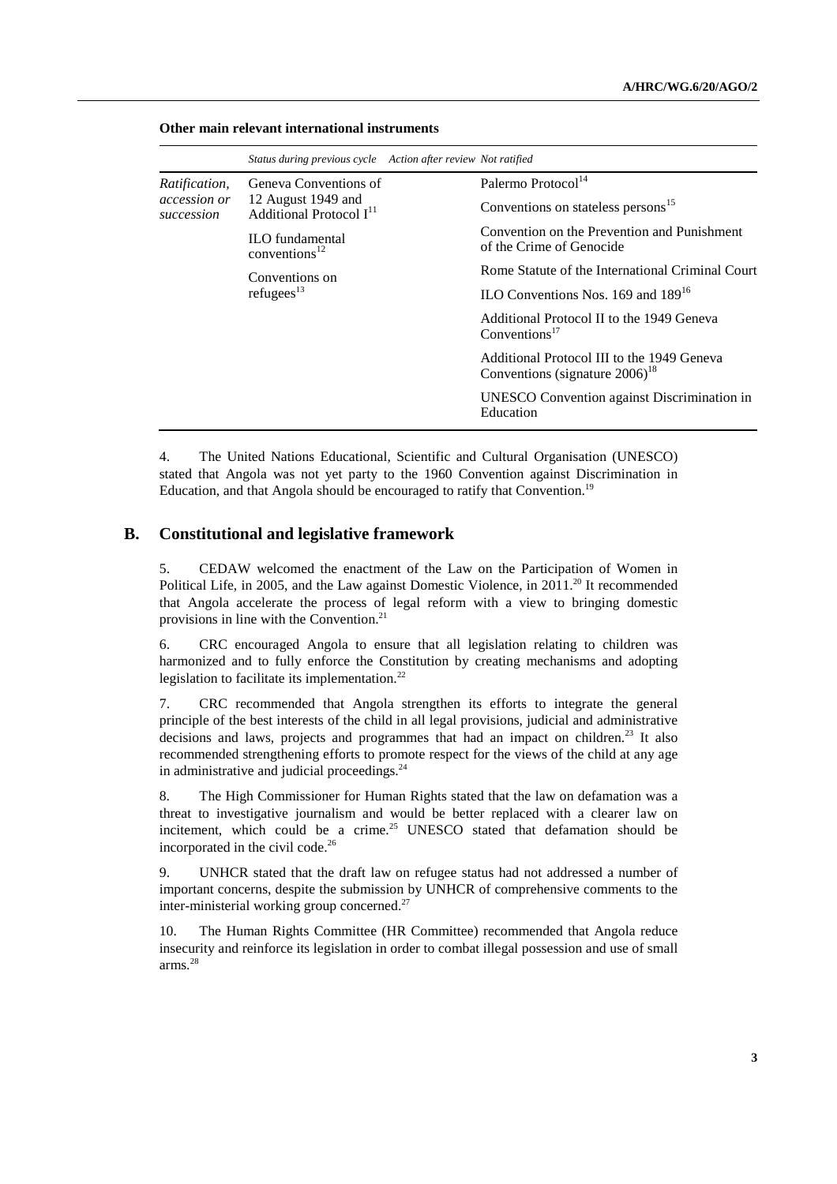**Other main relevant international instruments**

| | *Status during previous cycle* | *Action after review* | *Not ratified* |
|---|---|---|---|
| *Ratification, accession or succession* | Geneva Conventions of 12 August 1949 and Additional Protocol I[11] | | Palermo Protocol[14] |
| | ILO fundamental conventions[12] | | Conventions on stateless persons[15] |
| | Conventions on refugees[13] | | Convention on the Prevention and Punishment of the Crime of Genocide |
| | | | Rome Statute of the International Criminal Court |
| | | | ILO Conventions Nos. 169 and 189[16] |
| | | | Additional Protocol II to the 1949 Geneva Conventions[17] |
| | | | Additional Protocol III to the 1949 Geneva Conventions (signature 2006)[18] |
| | | | UNESCO Convention against Discrimination in Education |

4. The United Nations Educational, Scientific and Cultural Organisation (UNESCO) stated that Angola was not yet party to the 1960 Convention against Discrimination in Education, and that Angola should be encouraged to ratify that Convention.[19]

## B. Constitutional and legislative framework

5. CEDAW welcomed the enactment of the Law on the Participation of Women in Political Life, in 2005, and the Law against Domestic Violence, in 2011.[20] It recommended that Angola accelerate the process of legal reform with a view to bringing domestic provisions in line with the Convention.[21]

6. CRC encouraged Angola to ensure that all legislation relating to children was harmonized and to fully enforce the Constitution by creating mechanisms and adopting legislation to facilitate its implementation.[22]

7. CRC recommended that Angola strengthen its efforts to integrate the general principle of the best interests of the child in all legal provisions, judicial and administrative decisions and laws, projects and programmes that had an impact on children.[23] It also recommended strengthening efforts to promote respect for the views of the child at any age in administrative and judicial proceedings.[24]

8. The High Commissioner for Human Rights stated that the law on defamation was a threat to investigative journalism and would be better replaced with a clearer law on incitement, which could be a crime.[25] UNESCO stated that defamation should be incorporated in the civil code.[26]

9. UNHCR stated that the draft law on refugee status had not addressed a number of important concerns, despite the submission by UNHCR of comprehensive comments to the inter-ministerial working group concerned.[27]

10. The Human Rights Committee (HR Committee) recommended that Angola reduce insecurity and reinforce its legislation in order to combat illegal possession and use of small arms.[28]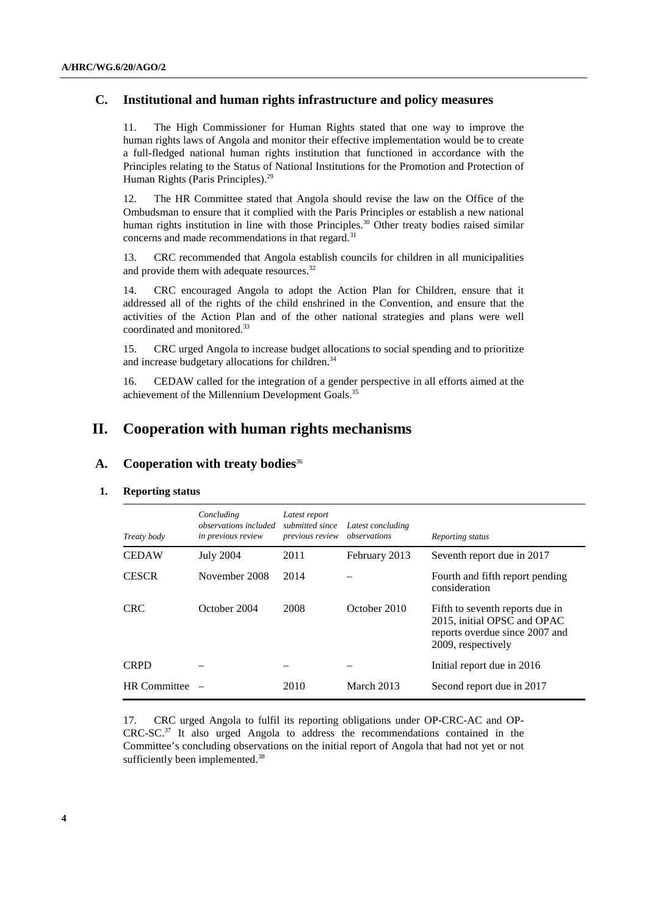## C. Institutional and human rights infrastructure and policy measures

11. The High Commissioner for Human Rights stated that one way to improve the human rights laws of Angola and monitor their effective implementation would be to create a full-fledged national human rights institution that functioned in accordance with the Principles relating to the Status of National Institutions for the Promotion and Protection of Human Rights (Paris Principles).[29]

12. The HR Committee stated that Angola should revise the law on the Office of the Ombudsman to ensure that it complied with the Paris Principles or establish a new national human rights institution in line with those Principles.[30] Other treaty bodies raised similar concerns and made recommendations in that regard.[31]

13. CRC recommended that Angola establish councils for children in all municipalities and provide them with adequate resources.[32]

14. CRC encouraged Angola to adopt the Action Plan for Children, ensure that it addressed all of the rights of the child enshrined in the Convention, and ensure that the activities of the Action Plan and of the other national strategies and plans were well coordinated and monitored.[33]

15. CRC urged Angola to increase budget allocations to social spending and to prioritize and increase budgetary allocations for children.[34]

16. CEDAW called for the integration of a gender perspective in all efforts aimed at the achievement of the Millennium Development Goals.[35]

# II. Cooperation with human rights mechanisms

## A. Cooperation with treaty bodies[36]

### 1. Reporting status

| *Treaty body* | *Concluding observations included in previous review* | *Latest report submitted since previous review* | *Latest concluding observations* | *Reporting status* |
|---|---|---|---|---|
| CEDAW | July 2004 | 2011 | February 2013 | Seventh report due in 2017 |
| CESCR | November 2008 | 2014 | – | Fourth and fifth report pending consideration |
| CRC | October 2004 | 2008 | October 2010 | Fifth to seventh reports due in 2015, initial OPSC and OPAC reports overdue since 2007 and 2009, respectively |
| CRPD | – | – | – | Initial report due in 2016 |
| HR Committee | – | 2010 | March 2013 | Second report due in 2017 |

17. CRC urged Angola to fulfil its reporting obligations under OP-CRC-AC and OP-CRC-SC.[37] It also urged Angola to address the recommendations contained in the Committee's concluding observations on the initial report of Angola that had not yet or not sufficiently been implemented.[38]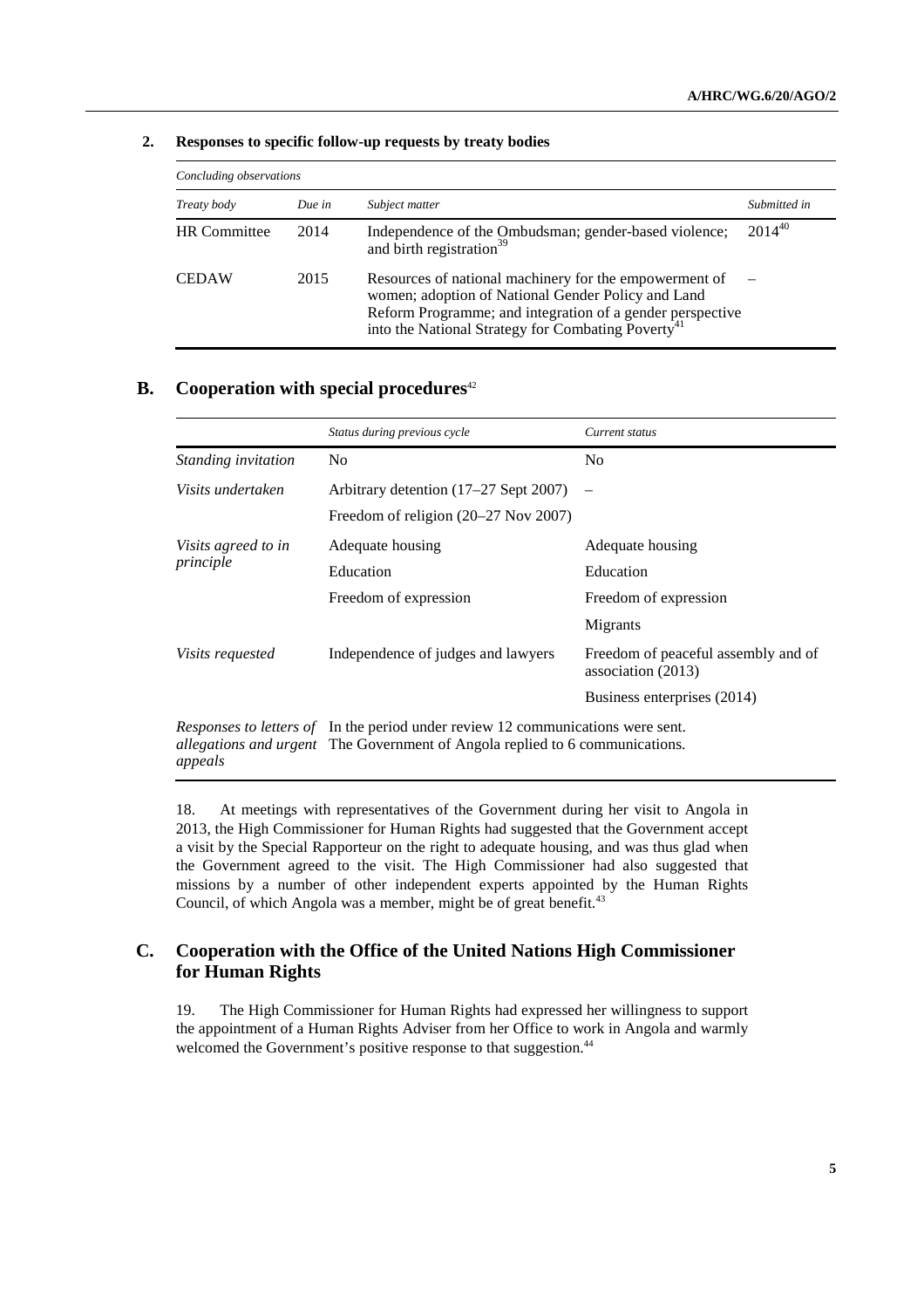### 2. Responses to specific follow-up requests by treaty bodies

| *Concluding observations* | | | |
|---|---|---|---|
| *Treaty body* | *Due in* | *Subject matter* | *Submitted in* |
| HR Committee | 2014 | Independence of the Ombudsman; gender-based violence; and birth registration[39] | 2014[40] |
| CEDAW | 2015 | Resources of national machinery for the empowerment of women; adoption of National Gender Policy and Land Reform Programme; and integration of a gender perspective into the National Strategy for Combating Poverty[41] | – |

## B. Cooperation with special procedures[42]

| | *Status during previous cycle* | *Current status* |
|---|---|---|
| *Standing invitation* | No | No |
| *Visits undertaken* | Arbitrary detention (17–27 Sept 2007) | – |
| | Freedom of religion (20–27 Nov 2007) | |
| *Visits agreed to in principle* | Adequate housing | Adequate housing |
| | Education | Education |
| | Freedom of expression | Freedom of expression |
| | | Migrants |
| *Visits requested* | Independence of judges and lawyers | Freedom of peaceful assembly and of association (2013) |
| | | Business enterprises (2014) |
| *Responses to letters of allegations and urgent appeals* | In the period under review 12 communications were sent. The Government of Angola replied to 6 communications. | |

18. At meetings with representatives of the Government during her visit to Angola in 2013, the High Commissioner for Human Rights had suggested that the Government accept a visit by the Special Rapporteur on the right to adequate housing, and was thus glad when the Government agreed to the visit. The High Commissioner had also suggested that missions by a number of other independent experts appointed by the Human Rights Council, of which Angola was a member, might be of great benefit.[43]

## C. Cooperation with the Office of the United Nations High Commissioner for Human Rights

19. The High Commissioner for Human Rights had expressed her willingness to support the appointment of a Human Rights Adviser from her Office to work in Angola and warmly welcomed the Government's positive response to that suggestion.[44]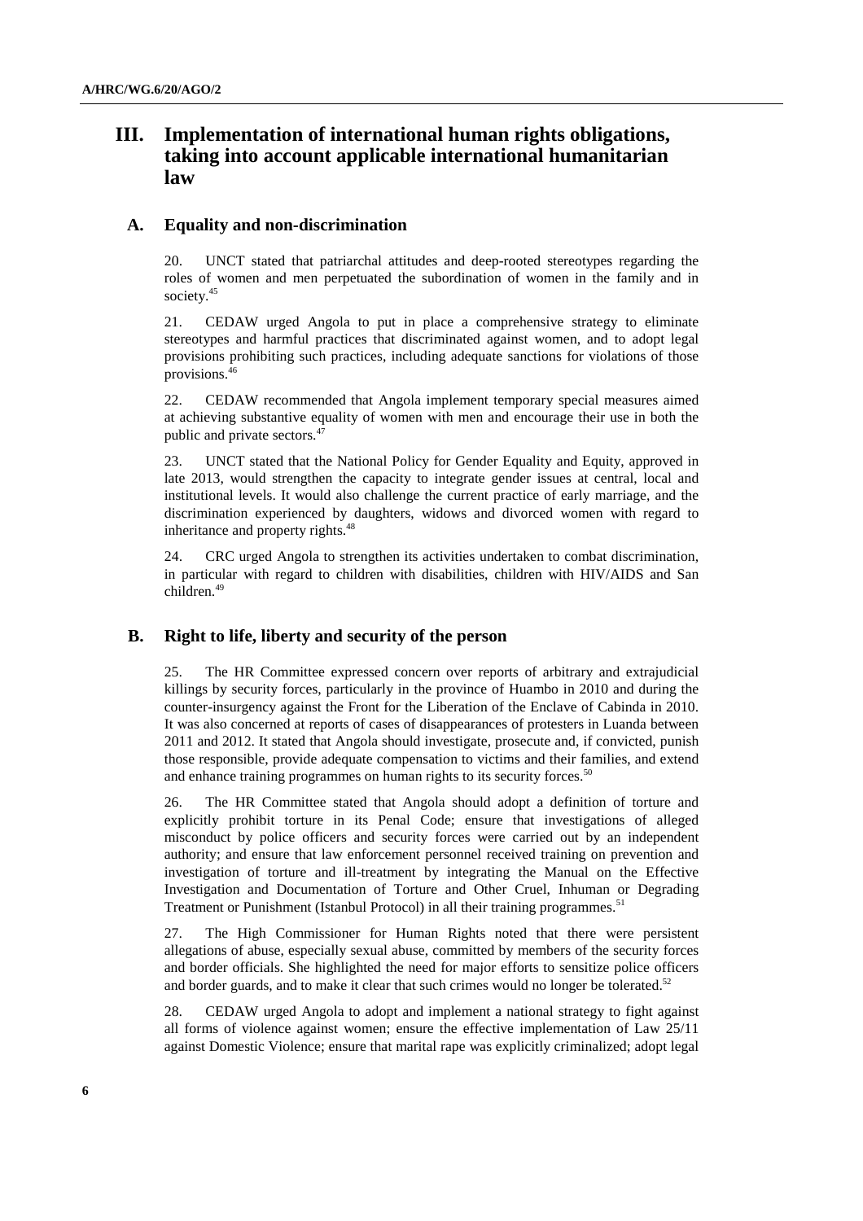# III. Implementation of international human rights obligations, taking into account applicable international humanitarian law

## A. Equality and non-discrimination

20. UNCT stated that patriarchal attitudes and deep-rooted stereotypes regarding the roles of women and men perpetuated the subordination of women in the family and in society.[45]

21. CEDAW urged Angola to put in place a comprehensive strategy to eliminate stereotypes and harmful practices that discriminated against women, and to adopt legal provisions prohibiting such practices, including adequate sanctions for violations of those provisions.[46]

22. CEDAW recommended that Angola implement temporary special measures aimed at achieving substantive equality of women with men and encourage their use in both the public and private sectors.[47]

23. UNCT stated that the National Policy for Gender Equality and Equity, approved in late 2013, would strengthen the capacity to integrate gender issues at central, local and institutional levels. It would also challenge the current practice of early marriage, and the discrimination experienced by daughters, widows and divorced women with regard to inheritance and property rights.[48]

24. CRC urged Angola to strengthen its activities undertaken to combat discrimination, in particular with regard to children with disabilities, children with HIV/AIDS and San children.[49]

## B. Right to life, liberty and security of the person

25. The HR Committee expressed concern over reports of arbitrary and extrajudicial killings by security forces, particularly in the province of Huambo in 2010 and during the counter-insurgency against the Front for the Liberation of the Enclave of Cabinda in 2010. It was also concerned at reports of cases of disappearances of protesters in Luanda between 2011 and 2012. It stated that Angola should investigate, prosecute and, if convicted, punish those responsible, provide adequate compensation to victims and their families, and extend and enhance training programmes on human rights to its security forces.[50]

26. The HR Committee stated that Angola should adopt a definition of torture and explicitly prohibit torture in its Penal Code; ensure that investigations of alleged misconduct by police officers and security forces were carried out by an independent authority; and ensure that law enforcement personnel received training on prevention and investigation of torture and ill-treatment by integrating the Manual on the Effective Investigation and Documentation of Torture and Other Cruel, Inhuman or Degrading Treatment or Punishment (Istanbul Protocol) in all their training programmes.[51]

27. The High Commissioner for Human Rights noted that there were persistent allegations of abuse, especially sexual abuse, committed by members of the security forces and border officials. She highlighted the need for major efforts to sensitize police officers and border guards, and to make it clear that such crimes would no longer be tolerated.[52]

28. CEDAW urged Angola to adopt and implement a national strategy to fight against all forms of violence against women; ensure the effective implementation of Law 25/11 against Domestic Violence; ensure that marital rape was explicitly criminalized; adopt legal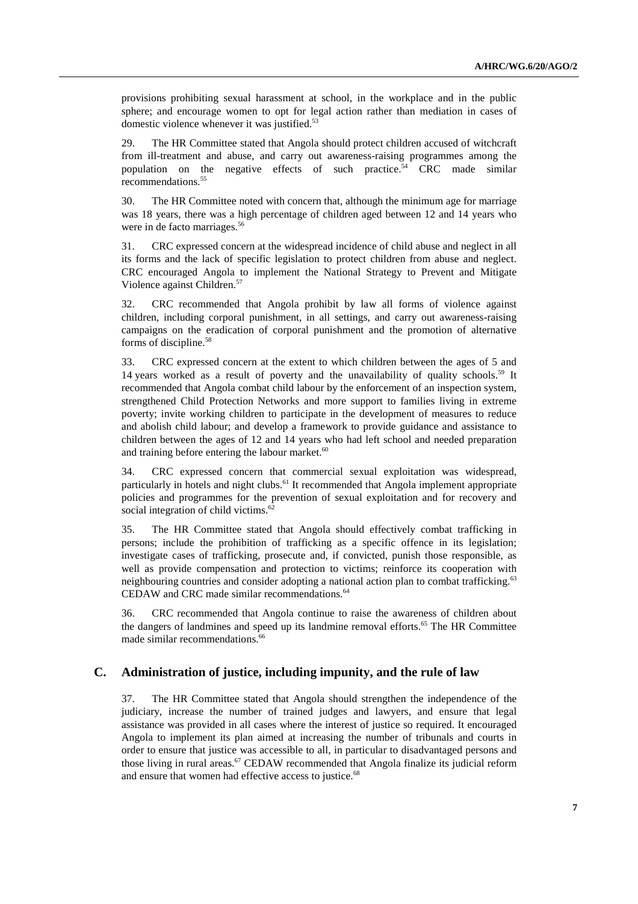provisions prohibiting sexual harassment at school, in the workplace and in the public sphere; and encourage women to opt for legal action rather than mediation in cases of domestic violence whenever it was justified.[53]

29. The HR Committee stated that Angola should protect children accused of witchcraft from ill-treatment and abuse, and carry out awareness-raising programmes among the population on the negative effects of such practice.[54] CRC made similar recommendations.[55]

30. The HR Committee noted with concern that, although the minimum age for marriage was 18 years, there was a high percentage of children aged between 12 and 14 years who were in de facto marriages.[56]

31. CRC expressed concern at the widespread incidence of child abuse and neglect in all its forms and the lack of specific legislation to protect children from abuse and neglect. CRC encouraged Angola to implement the National Strategy to Prevent and Mitigate Violence against Children.[57]

32. CRC recommended that Angola prohibit by law all forms of violence against children, including corporal punishment, in all settings, and carry out awareness-raising campaigns on the eradication of corporal punishment and the promotion of alternative forms of discipline.[58]

33. CRC expressed concern at the extent to which children between the ages of 5 and 14 years worked as a result of poverty and the unavailability of quality schools.[59] It recommended that Angola combat child labour by the enforcement of an inspection system, strengthened Child Protection Networks and more support to families living in extreme poverty; invite working children to participate in the development of measures to reduce and abolish child labour; and develop a framework to provide guidance and assistance to children between the ages of 12 and 14 years who had left school and needed preparation and training before entering the labour market.[60]

34. CRC expressed concern that commercial sexual exploitation was widespread, particularly in hotels and night clubs.[61] It recommended that Angola implement appropriate policies and programmes for the prevention of sexual exploitation and for recovery and social integration of child victims.[62]

35. The HR Committee stated that Angola should effectively combat trafficking in persons; include the prohibition of trafficking as a specific offence in its legislation; investigate cases of trafficking, prosecute and, if convicted, punish those responsible, as well as provide compensation and protection to victims; reinforce its cooperation with neighbouring countries and consider adopting a national action plan to combat trafficking.[63] CEDAW and CRC made similar recommendations.[64]

36. CRC recommended that Angola continue to raise the awareness of children about the dangers of landmines and speed up its landmine removal efforts.[65] The HR Committee made similar recommendations.[66]

## C. Administration of justice, including impunity, and the rule of law

37. The HR Committee stated that Angola should strengthen the independence of the judiciary, increase the number of trained judges and lawyers, and ensure that legal assistance was provided in all cases where the interest of justice so required. It encouraged Angola to implement its plan aimed at increasing the number of tribunals and courts in order to ensure that justice was accessible to all, in particular to disadvantaged persons and those living in rural areas.[67] CEDAW recommended that Angola finalize its judicial reform and ensure that women had effective access to justice.[68]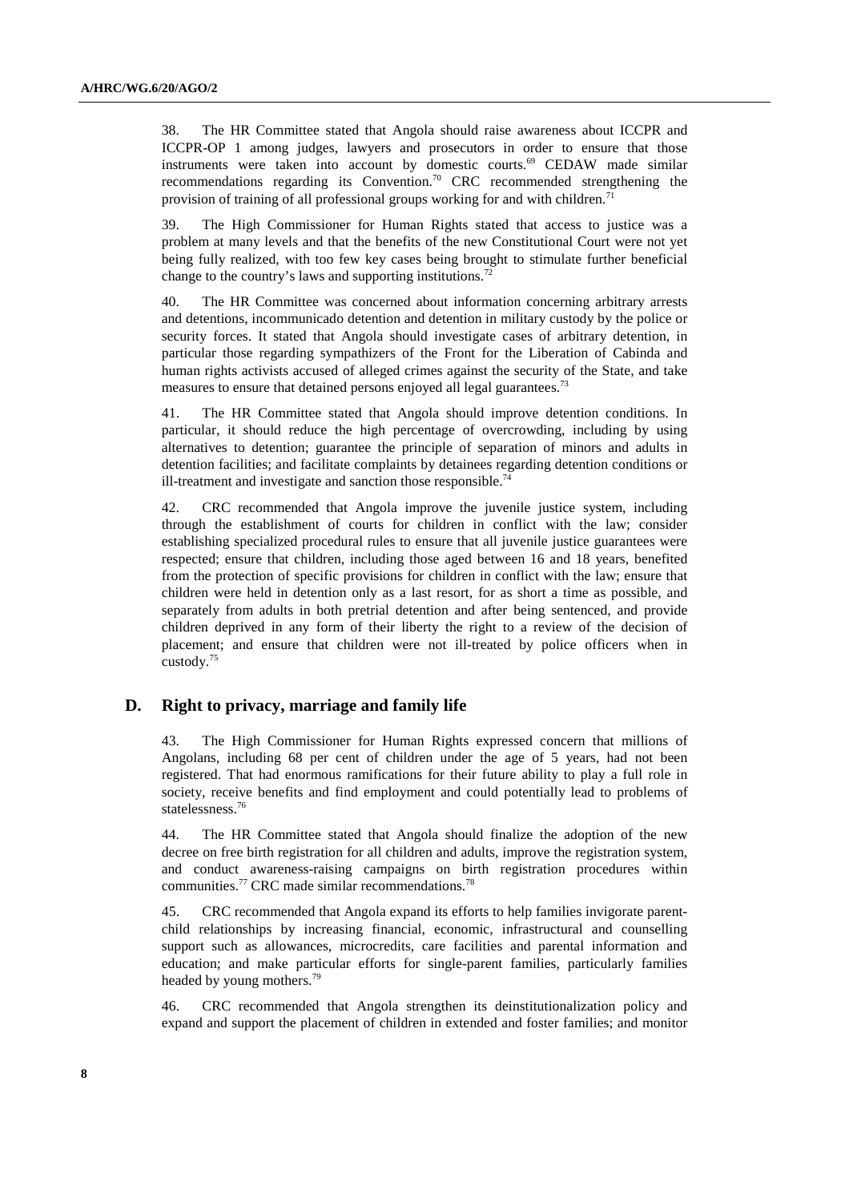38. The HR Committee stated that Angola should raise awareness about ICCPR and ICCPR-OP 1 among judges, lawyers and prosecutors in order to ensure that those instruments were taken into account by domestic courts.[69] CEDAW made similar recommendations regarding its Convention.[70] CRC recommended strengthening the provision of training of all professional groups working for and with children.[71]

39. The High Commissioner for Human Rights stated that access to justice was a problem at many levels and that the benefits of the new Constitutional Court were not yet being fully realized, with too few key cases being brought to stimulate further beneficial change to the country's laws and supporting institutions.[72]

40. The HR Committee was concerned about information concerning arbitrary arrests and detentions, incommunicado detention and detention in military custody by the police or security forces. It stated that Angola should investigate cases of arbitrary detention, in particular those regarding sympathizers of the Front for the Liberation of Cabinda and human rights activists accused of alleged crimes against the security of the State, and take measures to ensure that detained persons enjoyed all legal guarantees.[73]

41. The HR Committee stated that Angola should improve detention conditions. In particular, it should reduce the high percentage of overcrowding, including by using alternatives to detention; guarantee the principle of separation of minors and adults in detention facilities; and facilitate complaints by detainees regarding detention conditions or ill-treatment and investigate and sanction those responsible.[74]

42. CRC recommended that Angola improve the juvenile justice system, including through the establishment of courts for children in conflict with the law; consider establishing specialized procedural rules to ensure that all juvenile justice guarantees were respected; ensure that children, including those aged between 16 and 18 years, benefited from the protection of specific provisions for children in conflict with the law; ensure that children were held in detention only as a last resort, for as short a time as possible, and separately from adults in both pretrial detention and after being sentenced, and provide children deprived in any form of their liberty the right to a review of the decision of placement; and ensure that children were not ill-treated by police officers when in custody.[75]

## D. Right to privacy, marriage and family life

43. The High Commissioner for Human Rights expressed concern that millions of Angolans, including 68 per cent of children under the age of 5 years, had not been registered. That had enormous ramifications for their future ability to play a full role in society, receive benefits and find employment and could potentially lead to problems of statelessness.[76]

44. The HR Committee stated that Angola should finalize the adoption of the new decree on free birth registration for all children and adults, improve the registration system, and conduct awareness-raising campaigns on birth registration procedures within communities.[77] CRC made similar recommendations.[78]

45. CRC recommended that Angola expand its efforts to help families invigorate parent-child relationships by increasing financial, economic, infrastructural and counselling support such as allowances, microcredits, care facilities and parental information and education; and make particular efforts for single-parent families, particularly families headed by young mothers.[79]

46. CRC recommended that Angola strengthen its deinstitutionalization policy and expand and support the placement of children in extended and foster families; and monitor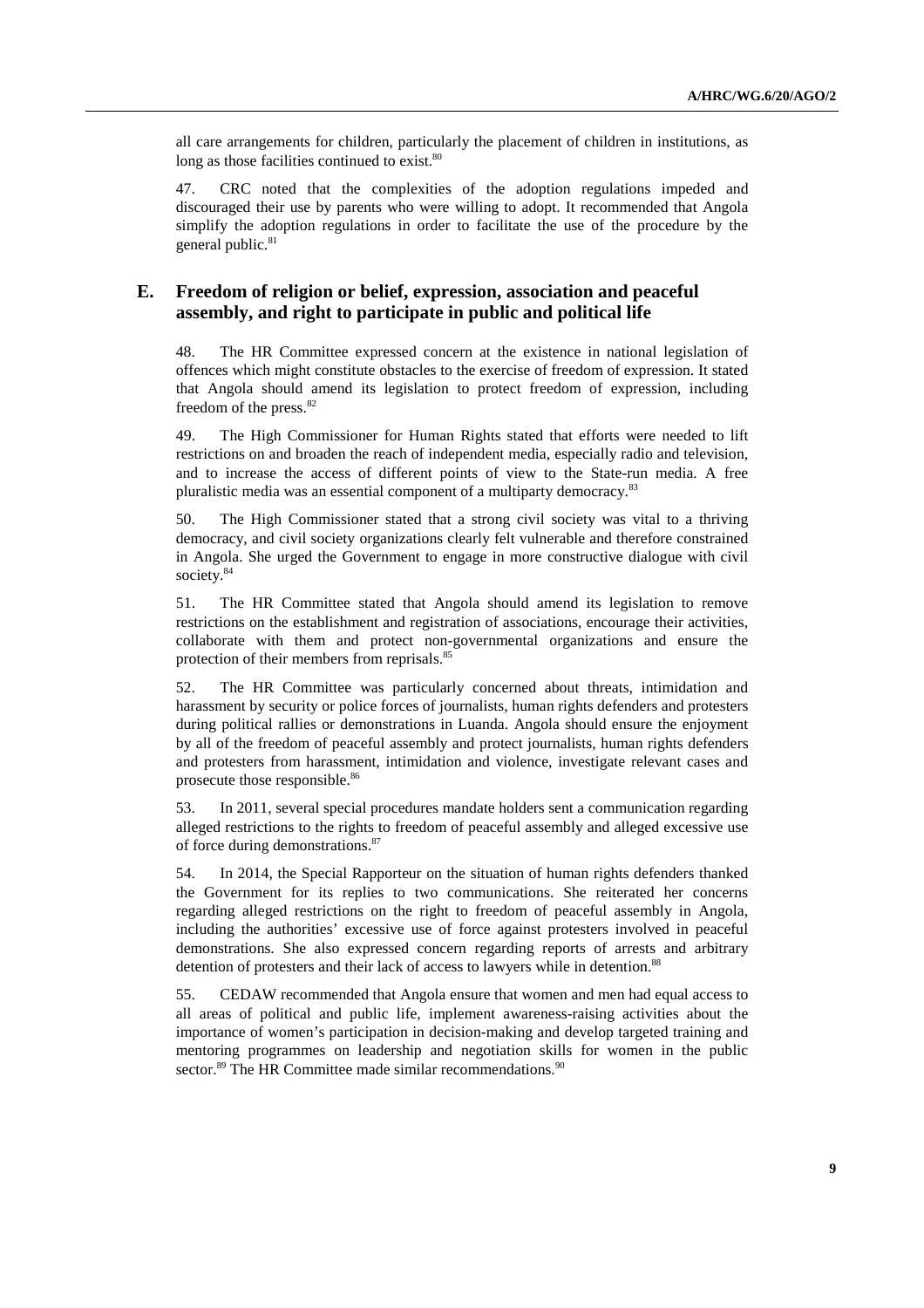all care arrangements for children, particularly the placement of children in institutions, as long as those facilities continued to exist.[80]

47. CRC noted that the complexities of the adoption regulations impeded and discouraged their use by parents who were willing to adopt. It recommended that Angola simplify the adoption regulations in order to facilitate the use of the procedure by the general public.[81]

## E. Freedom of religion or belief, expression, association and peaceful assembly, and right to participate in public and political life

48. The HR Committee expressed concern at the existence in national legislation of offences which might constitute obstacles to the exercise of freedom of expression. It stated that Angola should amend its legislation to protect freedom of expression, including freedom of the press.[82]

49. The High Commissioner for Human Rights stated that efforts were needed to lift restrictions on and broaden the reach of independent media, especially radio and television, and to increase the access of different points of view to the State-run media. A free pluralistic media was an essential component of a multiparty democracy.[83]

50. The High Commissioner stated that a strong civil society was vital to a thriving democracy, and civil society organizations clearly felt vulnerable and therefore constrained in Angola. She urged the Government to engage in more constructive dialogue with civil society.[84]

51. The HR Committee stated that Angola should amend its legislation to remove restrictions on the establishment and registration of associations, encourage their activities, collaborate with them and protect non-governmental organizations and ensure the protection of their members from reprisals.[85]

52. The HR Committee was particularly concerned about threats, intimidation and harassment by security or police forces of journalists, human rights defenders and protesters during political rallies or demonstrations in Luanda. Angola should ensure the enjoyment by all of the freedom of peaceful assembly and protect journalists, human rights defenders and protesters from harassment, intimidation and violence, investigate relevant cases and prosecute those responsible.[86]

53. In 2011, several special procedures mandate holders sent a communication regarding alleged restrictions to the rights to freedom of peaceful assembly and alleged excessive use of force during demonstrations.[87]

54. In 2014, the Special Rapporteur on the situation of human rights defenders thanked the Government for its replies to two communications. She reiterated her concerns regarding alleged restrictions on the right to freedom of peaceful assembly in Angola, including the authorities' excessive use of force against protesters involved in peaceful demonstrations. She also expressed concern regarding reports of arrests and arbitrary detention of protesters and their lack of access to lawyers while in detention.[88]

55. CEDAW recommended that Angola ensure that women and men had equal access to all areas of political and public life, implement awareness-raising activities about the importance of women's participation in decision-making and develop targeted training and mentoring programmes on leadership and negotiation skills for women in the public sector.[89] The HR Committee made similar recommendations.[90]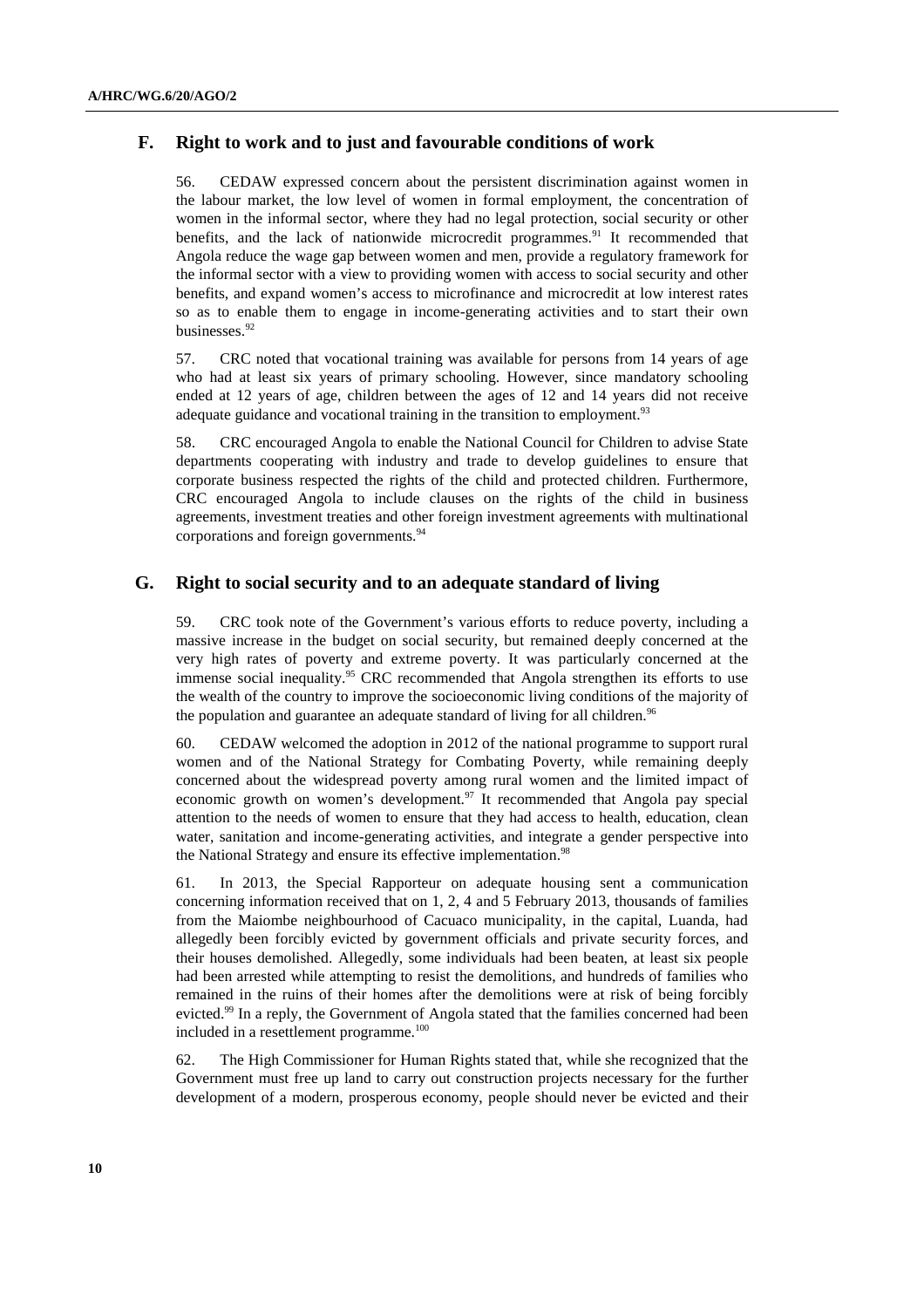## F. Right to work and to just and favourable conditions of work

56. CEDAW expressed concern about the persistent discrimination against women in the labour market, the low level of women in formal employment, the concentration of women in the informal sector, where they had no legal protection, social security or other benefits, and the lack of nationwide microcredit programmes.[91] It recommended that Angola reduce the wage gap between women and men, provide a regulatory framework for the informal sector with a view to providing women with access to social security and other benefits, and expand women's access to microfinance and microcredit at low interest rates so as to enable them to engage in income-generating activities and to start their own businesses.[92]

57. CRC noted that vocational training was available for persons from 14 years of age who had at least six years of primary schooling. However, since mandatory schooling ended at 12 years of age, children between the ages of 12 and 14 years did not receive adequate guidance and vocational training in the transition to employment.[93]

58. CRC encouraged Angola to enable the National Council for Children to advise State departments cooperating with industry and trade to develop guidelines to ensure that corporate business respected the rights of the child and protected children. Furthermore, CRC encouraged Angola to include clauses on the rights of the child in business agreements, investment treaties and other foreign investment agreements with multinational corporations and foreign governments.[94]

## G. Right to social security and to an adequate standard of living

59. CRC took note of the Government's various efforts to reduce poverty, including a massive increase in the budget on social security, but remained deeply concerned at the very high rates of poverty and extreme poverty. It was particularly concerned at the immense social inequality.[95] CRC recommended that Angola strengthen its efforts to use the wealth of the country to improve the socioeconomic living conditions of the majority of the population and guarantee an adequate standard of living for all children.[96]

60. CEDAW welcomed the adoption in 2012 of the national programme to support rural women and of the National Strategy for Combating Poverty, while remaining deeply concerned about the widespread poverty among rural women and the limited impact of economic growth on women's development.[97] It recommended that Angola pay special attention to the needs of women to ensure that they had access to health, education, clean water, sanitation and income-generating activities, and integrate a gender perspective into the National Strategy and ensure its effective implementation.[98]

61. In 2013, the Special Rapporteur on adequate housing sent a communication concerning information received that on 1, 2, 4 and 5 February 2013, thousands of families from the Maiombe neighbourhood of Cacuaco municipality, in the capital, Luanda, had allegedly been forcibly evicted by government officials and private security forces, and their houses demolished. Allegedly, some individuals had been beaten, at least six people had been arrested while attempting to resist the demolitions, and hundreds of families who remained in the ruins of their homes after the demolitions were at risk of being forcibly evicted.[99] In a reply, the Government of Angola stated that the families concerned had been included in a resettlement programme.[100]

62. The High Commissioner for Human Rights stated that, while she recognized that the Government must free up land to carry out construction projects necessary for the further development of a modern, prosperous economy, people should never be evicted and their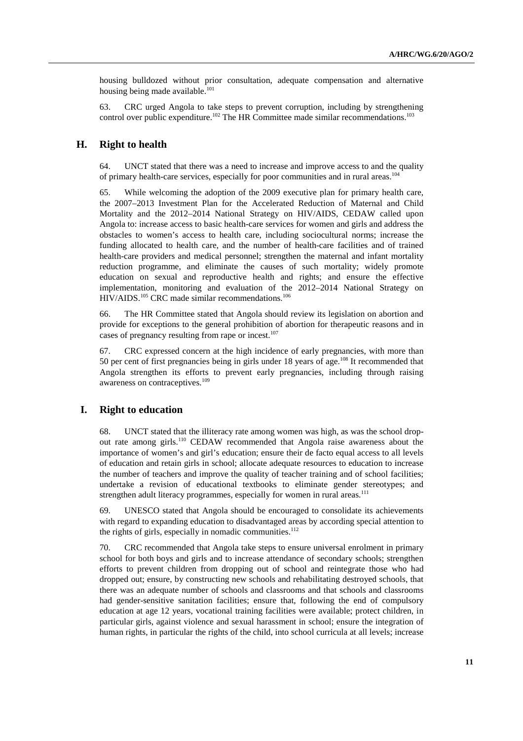housing bulldozed without prior consultation, adequate compensation and alternative housing being made available.[101]

63. CRC urged Angola to take steps to prevent corruption, including by strengthening control over public expenditure.[102] The HR Committee made similar recommendations.[103]

## H. Right to health

64. UNCT stated that there was a need to increase and improve access to and the quality of primary health-care services, especially for poor communities and in rural areas.[104]

65. While welcoming the adoption of the 2009 executive plan for primary health care, the 2007–2013 Investment Plan for the Accelerated Reduction of Maternal and Child Mortality and the 2012–2014 National Strategy on HIV/AIDS, CEDAW called upon Angola to: increase access to basic health-care services for women and girls and address the obstacles to women's access to health care, including sociocultural norms; increase the funding allocated to health care, and the number of health-care facilities and of trained health-care providers and medical personnel; strengthen the maternal and infant mortality reduction programme, and eliminate the causes of such mortality; widely promote education on sexual and reproductive health and rights; and ensure the effective implementation, monitoring and evaluation of the 2012–2014 National Strategy on HIV/AIDS.[105] CRC made similar recommendations.[106]

66. The HR Committee stated that Angola should review its legislation on abortion and provide for exceptions to the general prohibition of abortion for therapeutic reasons and in cases of pregnancy resulting from rape or incest.[107]

67. CRC expressed concern at the high incidence of early pregnancies, with more than 50 per cent of first pregnancies being in girls under 18 years of age.[108] It recommended that Angola strengthen its efforts to prevent early pregnancies, including through raising awareness on contraceptives.[109]

## I. Right to education

68. UNCT stated that the illiteracy rate among women was high, as was the school drop-out rate among girls.[110] CEDAW recommended that Angola raise awareness about the importance of women's and girl's education; ensure their de facto equal access to all levels of education and retain girls in school; allocate adequate resources to education to increase the number of teachers and improve the quality of teacher training and of school facilities; undertake a revision of educational textbooks to eliminate gender stereotypes; and strengthen adult literacy programmes, especially for women in rural areas.[111]

69. UNESCO stated that Angola should be encouraged to consolidate its achievements with regard to expanding education to disadvantaged areas by according special attention to the rights of girls, especially in nomadic communities.[112]

70. CRC recommended that Angola take steps to ensure universal enrolment in primary school for both boys and girls and to increase attendance of secondary schools; strengthen efforts to prevent children from dropping out of school and reintegrate those who had dropped out; ensure, by constructing new schools and rehabilitating destroyed schools, that there was an adequate number of schools and classrooms and that schools and classrooms had gender-sensitive sanitation facilities; ensure that, following the end of compulsory education at age 12 years, vocational training facilities were available; protect children, in particular girls, against violence and sexual harassment in school; ensure the integration of human rights, in particular the rights of the child, into school curricula at all levels; increase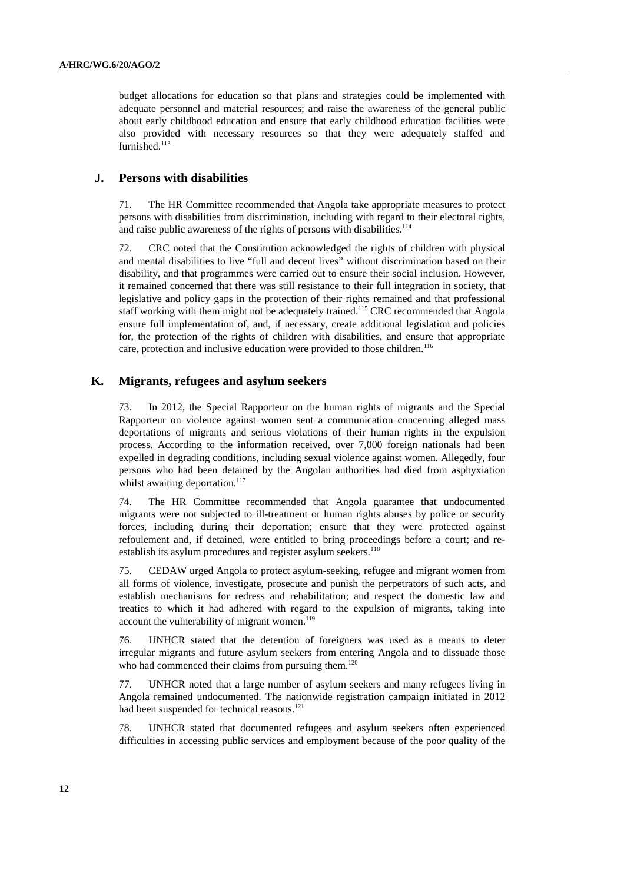budget allocations for education so that plans and strategies could be implemented with adequate personnel and material resources; and raise the awareness of the general public about early childhood education and ensure that early childhood education facilities were also provided with necessary resources so that they were adequately staffed and furnished.[113]

## J. Persons with disabilities

71. The HR Committee recommended that Angola take appropriate measures to protect persons with disabilities from discrimination, including with regard to their electoral rights, and raise public awareness of the rights of persons with disabilities.[114]

72. CRC noted that the Constitution acknowledged the rights of children with physical and mental disabilities to live "full and decent lives" without discrimination based on their disability, and that programmes were carried out to ensure their social inclusion. However, it remained concerned that there was still resistance to their full integration in society, that legislative and policy gaps in the protection of their rights remained and that professional staff working with them might not be adequately trained.[115] CRC recommended that Angola ensure full implementation of, and, if necessary, create additional legislation and policies for, the protection of the rights of children with disabilities, and ensure that appropriate care, protection and inclusive education were provided to those children.[116]

## K. Migrants, refugees and asylum seekers

73. In 2012, the Special Rapporteur on the human rights of migrants and the Special Rapporteur on violence against women sent a communication concerning alleged mass deportations of migrants and serious violations of their human rights in the expulsion process. According to the information received, over 7,000 foreign nationals had been expelled in degrading conditions, including sexual violence against women. Allegedly, four persons who had been detained by the Angolan authorities had died from asphyxiation whilst awaiting deportation.[117]

74. The HR Committee recommended that Angola guarantee that undocumented migrants were not subjected to ill-treatment or human rights abuses by police or security forces, including during their deportation; ensure that they were protected against refoulement and, if detained, were entitled to bring proceedings before a court; and re-establish its asylum procedures and register asylum seekers.[118]

75. CEDAW urged Angola to protect asylum-seeking, refugee and migrant women from all forms of violence, investigate, prosecute and punish the perpetrators of such acts, and establish mechanisms for redress and rehabilitation; and respect the domestic law and treaties to which it had adhered with regard to the expulsion of migrants, taking into account the vulnerability of migrant women.[119]

76. UNHCR stated that the detention of foreigners was used as a means to deter irregular migrants and future asylum seekers from entering Angola and to dissuade those who had commenced their claims from pursuing them.[120]

77. UNHCR noted that a large number of asylum seekers and many refugees living in Angola remained undocumented. The nationwide registration campaign initiated in 2012 had been suspended for technical reasons.[121]

78. UNHCR stated that documented refugees and asylum seekers often experienced difficulties in accessing public services and employment because of the poor quality of the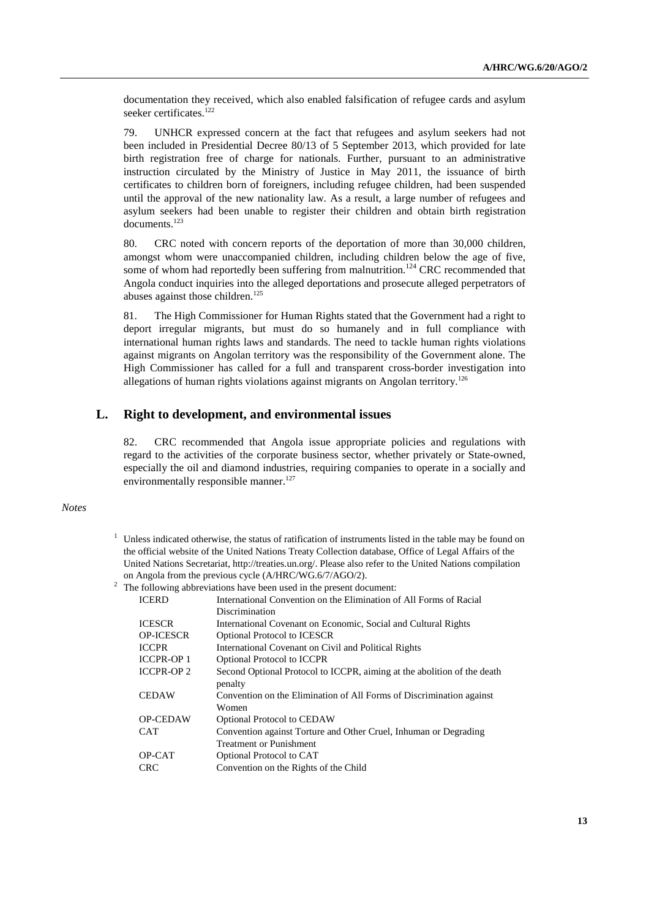documentation they received, which also enabled falsification of refugee cards and asylum seeker certificates.[122]

79. UNHCR expressed concern at the fact that refugees and asylum seekers had not been included in Presidential Decree 80/13 of 5 September 2013, which provided for late birth registration free of charge for nationals. Further, pursuant to an administrative instruction circulated by the Ministry of Justice in May 2011, the issuance of birth certificates to children born of foreigners, including refugee children, had been suspended until the approval of the new nationality law. As a result, a large number of refugees and asylum seekers had been unable to register their children and obtain birth registration documents.[123]

80. CRC noted with concern reports of the deportation of more than 30,000 children, amongst whom were unaccompanied children, including children below the age of five, some of whom had reportedly been suffering from malnutrition.[124] CRC recommended that Angola conduct inquiries into the alleged deportations and prosecute alleged perpetrators of abuses against those children.[125]

81. The High Commissioner for Human Rights stated that the Government had a right to deport irregular migrants, but must do so humanely and in full compliance with international human rights laws and standards. The need to tackle human rights violations against migrants on Angolan territory was the responsibility of the Government alone. The High Commissioner has called for a full and transparent cross-border investigation into allegations of human rights violations against migrants on Angolan territory.[126]

## L. Right to development, and environmental issues

82. CRC recommended that Angola issue appropriate policies and regulations with regard to the activities of the corporate business sector, whether privately or State-owned, especially the oil and diamond industries, requiring companies to operate in a socially and environmentally responsible manner.[127]

*Notes*

[1] Unless indicated otherwise, the status of ratification of instruments listed in the table may be found on the official website of the United Nations Treaty Collection database, Office of Legal Affairs of the United Nations Secretariat, http://treaties.un.org/. Please also refer to the United Nations compilation on Angola from the previous cycle (A/HRC/WG.6/7/AGO/2).

[2] The following abbreviations have been used in the present document:

| | |
|---|---|
| ICERD | International Convention on the Elimination of All Forms of Racial Discrimination |
| ICESCR | International Covenant on Economic, Social and Cultural Rights |
| OP-ICESCR | Optional Protocol to ICESCR |
| ICCPR | International Covenant on Civil and Political Rights |
| ICCPR-OP 1 | Optional Protocol to ICCPR |
| ICCPR-OP 2 | Second Optional Protocol to ICCPR, aiming at the abolition of the death penalty |
| CEDAW | Convention on the Elimination of All Forms of Discrimination against Women |
| OP-CEDAW | Optional Protocol to CEDAW |
| CAT | Convention against Torture and Other Cruel, Inhuman or Degrading Treatment or Punishment |
| OP-CAT | Optional Protocol to CAT |
| CRC | Convention on the Rights of the Child |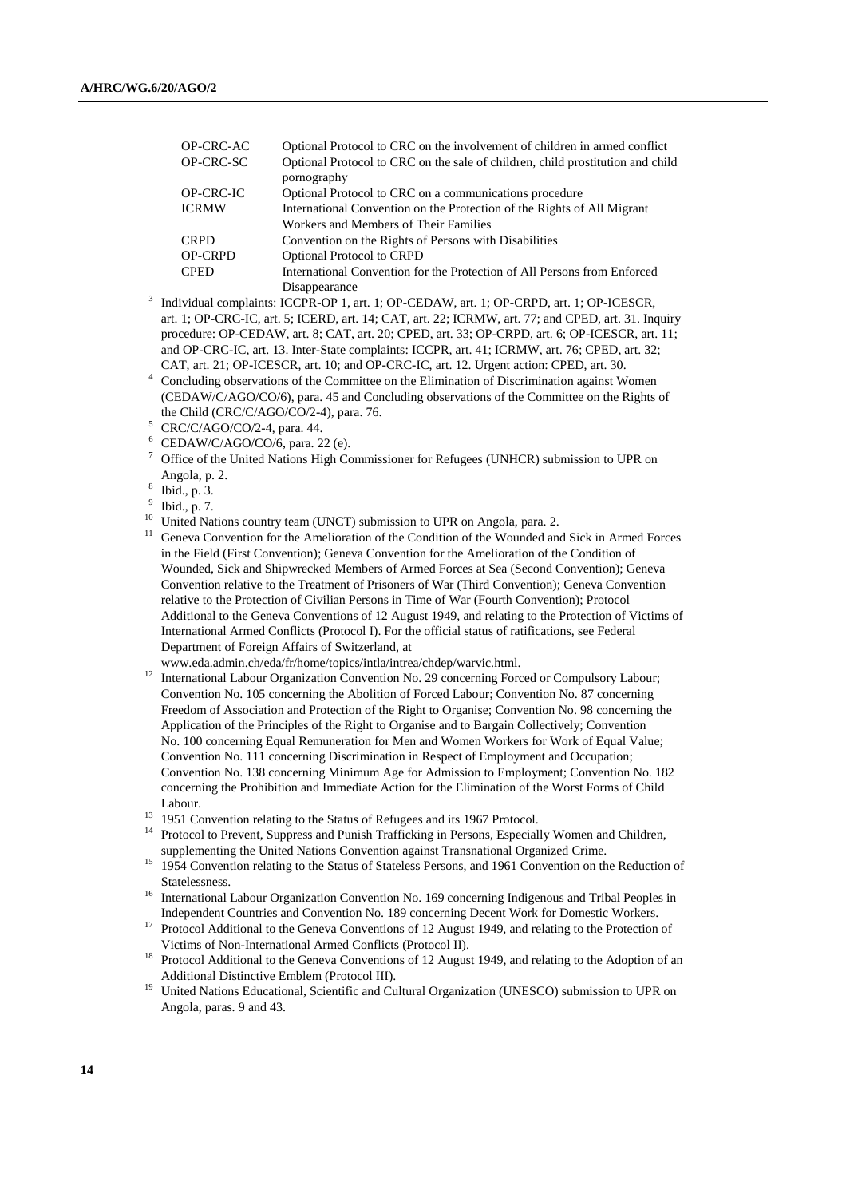| | |
|---|---|
| OP-CRC-AC | Optional Protocol to CRC on the involvement of children in armed conflict |
| OP-CRC-SC | Optional Protocol to CRC on the sale of children, child prostitution and child pornography |
| OP-CRC-IC | Optional Protocol to CRC on a communications procedure |
| ICRMW | International Convention on the Protection of the Rights of All Migrant Workers and Members of Their Families |
| CRPD | Convention on the Rights of Persons with Disabilities |
| OP-CRPD | Optional Protocol to CRPD |
| CPED | International Convention for the Protection of All Persons from Enforced Disappearance |

[3] Individual complaints: ICCPR-OP 1, art. 1; OP-CEDAW, art. 1; OP-CRPD, art. 1; OP-ICESCR, art. 1; OP-CRC-IC, art. 5; ICERD, art. 14; CAT, art. 22; ICRMW, art. 77; and CPED, art. 31. Inquiry procedure: OP-CEDAW, art. 8; CAT, art. 20; CPED, art. 33; OP-CRPD, art. 6; OP-ICESCR, art. 11; and OP-CRC-IC, art. 13. Inter-State complaints: ICCPR, art. 41; ICRMW, art. 76; CPED, art. 32; CAT, art. 21; OP-ICESCR, art. 10; and OP-CRC-IC, art. 12. Urgent action: CPED, art. 30.

[4] Concluding observations of the Committee on the Elimination of Discrimination against Women (CEDAW/C/AGO/CO/6), para. 45 and Concluding observations of the Committee on the Rights of the Child (CRC/C/AGO/CO/2-4), para. 76.

[5] CRC/C/AGO/CO/2-4, para. 44.

[6] CEDAW/C/AGO/CO/6, para. 22 (e).

[7] Office of the United Nations High Commissioner for Refugees (UNHCR) submission to UPR on Angola, p. 2.

[8] Ibid., p. 3.

[9] Ibid., p. 7.

[10] United Nations country team (UNCT) submission to UPR on Angola, para. 2.

[11] Geneva Convention for the Amelioration of the Condition of the Wounded and Sick in Armed Forces in the Field (First Convention); Geneva Convention for the Amelioration of the Condition of Wounded, Sick and Shipwrecked Members of Armed Forces at Sea (Second Convention); Geneva Convention relative to the Treatment of Prisoners of War (Third Convention); Geneva Convention relative to the Protection of Civilian Persons in Time of War (Fourth Convention); Protocol Additional to the Geneva Conventions of 12 August 1949, and relating to the Protection of Victims of International Armed Conflicts (Protocol I). For the official status of ratifications, see Federal Department of Foreign Affairs of Switzerland, at www.eda.admin.ch/eda/fr/home/topics/intla/intrea/chdep/warvic.html.

[12] International Labour Organization Convention No. 29 concerning Forced or Compulsory Labour; Convention No. 105 concerning the Abolition of Forced Labour; Convention No. 87 concerning Freedom of Association and Protection of the Right to Organise; Convention No. 98 concerning the Application of the Principles of the Right to Organise and to Bargain Collectively; Convention No. 100 concerning Equal Remuneration for Men and Women Workers for Work of Equal Value; Convention No. 111 concerning Discrimination in Respect of Employment and Occupation; Convention No. 138 concerning Minimum Age for Admission to Employment; Convention No. 182 concerning the Prohibition and Immediate Action for the Elimination of the Worst Forms of Child Labour.

[13] 1951 Convention relating to the Status of Refugees and its 1967 Protocol.

[14] Protocol to Prevent, Suppress and Punish Trafficking in Persons, Especially Women and Children, supplementing the United Nations Convention against Transnational Organized Crime.

[15] 1954 Convention relating to the Status of Stateless Persons, and 1961 Convention on the Reduction of Statelessness.

[16] International Labour Organization Convention No. 169 concerning Indigenous and Tribal Peoples in Independent Countries and Convention No. 189 concerning Decent Work for Domestic Workers.

[17] Protocol Additional to the Geneva Conventions of 12 August 1949, and relating to the Protection of Victims of Non-International Armed Conflicts (Protocol II).

[18] Protocol Additional to the Geneva Conventions of 12 August 1949, and relating to the Adoption of an Additional Distinctive Emblem (Protocol III).

[19] United Nations Educational, Scientific and Cultural Organization (UNESCO) submission to UPR on Angola, paras. 9 and 43.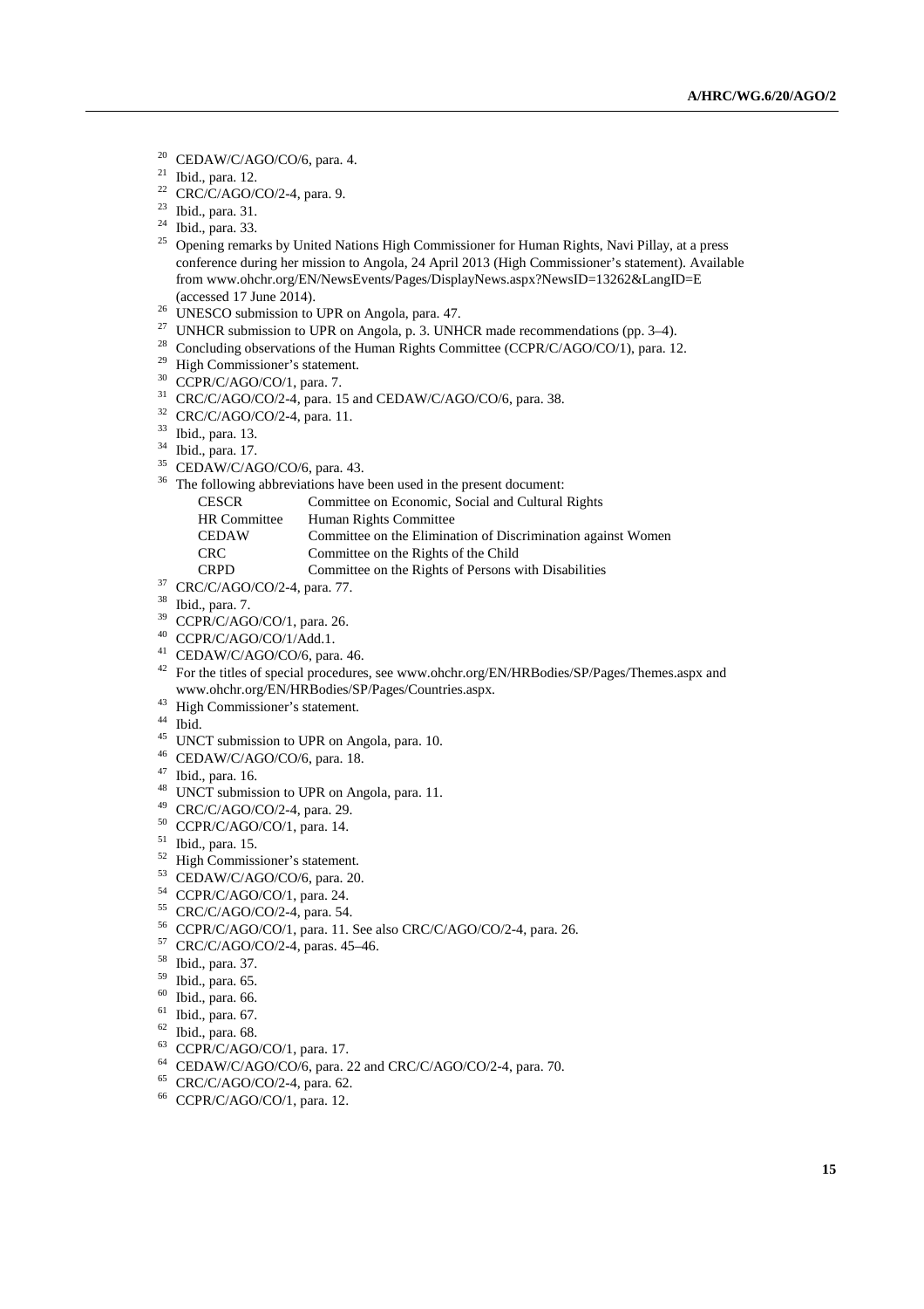[20] CEDAW/C/AGO/CO/6, para. 4.

[21] Ibid., para. 12.

[22] CRC/C/AGO/CO/2-4, para. 9.

[23] Ibid., para. 31.

[24] Ibid., para. 33.

[25] Opening remarks by United Nations High Commissioner for Human Rights, Navi Pillay, at a press conference during her mission to Angola, 24 April 2013 (High Commissioner's statement). Available from www.ohchr.org/EN/NewsEvents/Pages/DisplayNews.aspx?NewsID=13262&LangID=E (accessed 17 June 2014).

[26] UNESCO submission to UPR on Angola, para. 47.

[27] UNHCR submission to UPR on Angola, p. 3. UNHCR made recommendations (pp. 3–4).

[28] Concluding observations of the Human Rights Committee (CCPR/C/AGO/CO/1), para. 12.

[29] High Commissioner's statement.

[30] CCPR/C/AGO/CO/1, para. 7.

[31] CRC/C/AGO/CO/2-4, para. 15 and CEDAW/C/AGO/CO/6, para. 38.

[32] CRC/C/AGO/CO/2-4, para. 11.

[33] Ibid., para. 13.

[34] Ibid., para. 17.

[35] CEDAW/C/AGO/CO/6, para. 43.

[36] The following abbreviations have been used in the present document:

| | |
|---|---|
| CESCR | Committee on Economic, Social and Cultural Rights |
| HR Committee | Human Rights Committee |
| CEDAW | Committee on the Elimination of Discrimination against Women |
| CRC | Committee on the Rights of the Child |
| CRPD | Committee on the Rights of Persons with Disabilities |

[37] CRC/C/AGO/CO/2-4, para. 77.

[38] Ibid., para. 7.

[39] CCPR/C/AGO/CO/1, para. 26.

[40] CCPR/C/AGO/CO/1/Add.1.

[41] CEDAW/C/AGO/CO/6, para. 46.

[42] For the titles of special procedures, see www.ohchr.org/EN/HRBodies/SP/Pages/Themes.aspx and www.ohchr.org/EN/HRBodies/SP/Pages/Countries.aspx.

[43] High Commissioner's statement.

[44] Ibid.

[45] UNCT submission to UPR on Angola, para. 10.

[46] CEDAW/C/AGO/CO/6, para. 18.

[47] Ibid., para. 16.

[48] UNCT submission to UPR on Angola, para. 11.

[49] CRC/C/AGO/CO/2-4, para. 29.

[50] CCPR/C/AGO/CO/1, para. 14.

[51] Ibid., para. 15.

[52] High Commissioner's statement.

[53] CEDAW/C/AGO/CO/6, para. 20.

[54] CCPR/C/AGO/CO/1, para. 24.

[55] CRC/C/AGO/CO/2-4, para. 54.

[56] CCPR/C/AGO/CO/1, para. 11. See also CRC/C/AGO/CO/2-4, para. 26.

[57] CRC/C/AGO/CO/2-4, paras. 45–46.

[58] Ibid., para. 37.

[59] Ibid., para. 65.

[60] Ibid., para. 66.

[61] Ibid., para. 67.

[62] Ibid., para. 68.

[63] CCPR/C/AGO/CO/1, para. 17.

[64] CEDAW/C/AGO/CO/6, para. 22 and CRC/C/AGO/CO/2-4, para. 70.

[65] CRC/C/AGO/CO/2-4, para. 62.

[66] CCPR/C/AGO/CO/1, para. 12.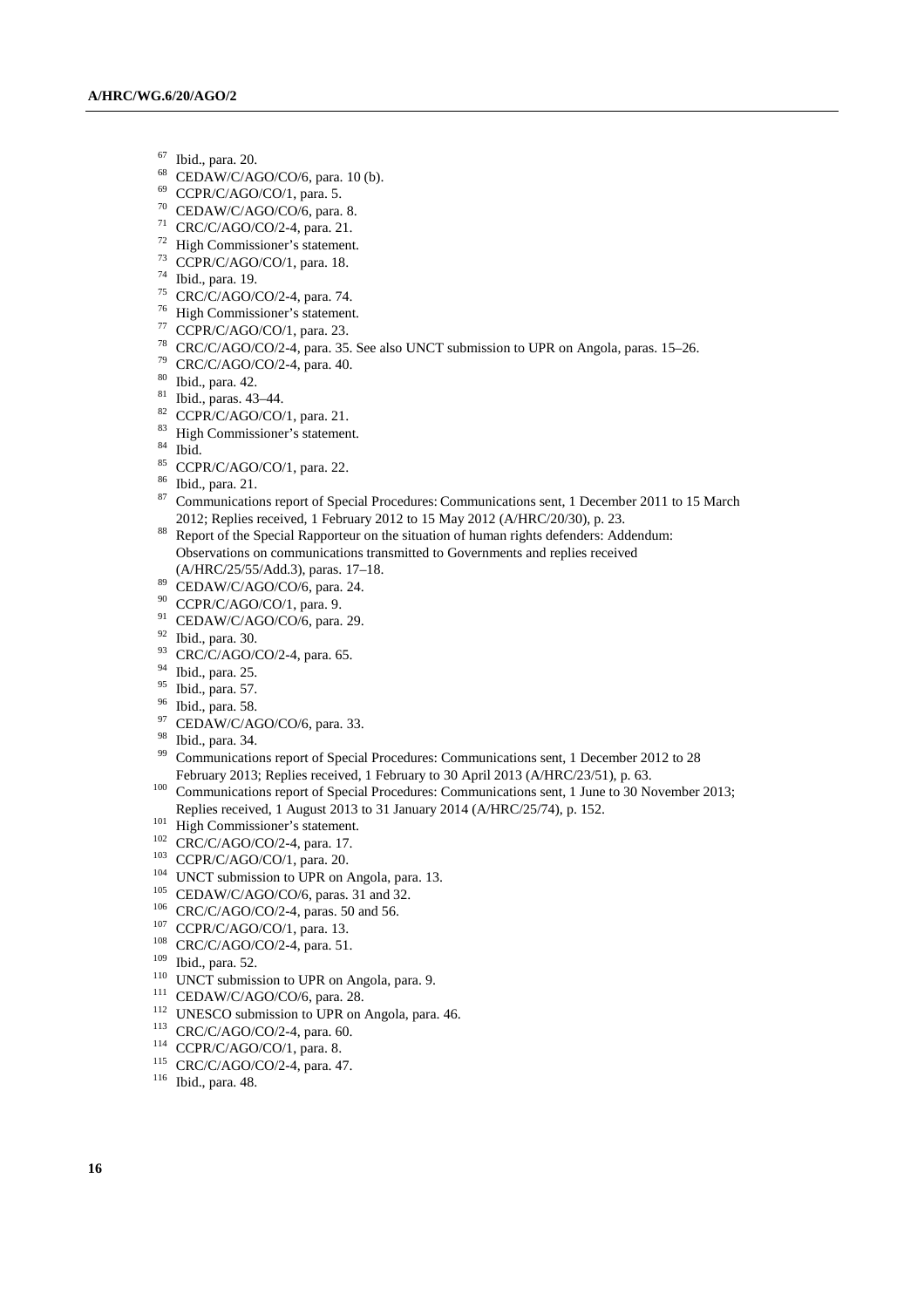[67] Ibid., para. 20.
[68] CEDAW/C/AGO/CO/6, para. 10 (b).
[69] CCPR/C/AGO/CO/1, para. 5.
[70] CEDAW/C/AGO/CO/6, para. 8.
[71] CRC/C/AGO/CO/2-4, para. 21.
[72] High Commissioner's statement.
[73] CCPR/C/AGO/CO/1, para. 18.
[74] Ibid., para. 19.
[75] CRC/C/AGO/CO/2-4, para. 74.
[76] High Commissioner's statement.
[77] CCPR/C/AGO/CO/1, para. 23.
[78] CRC/C/AGO/CO/2-4, para. 35. See also UNCT submission to UPR on Angola, paras. 15–26.
[79] CRC/C/AGO/CO/2-4, para. 40.
[80] Ibid., para. 42.
[81] Ibid., paras. 43–44.
[82] CCPR/C/AGO/CO/1, para. 21.
[83] High Commissioner's statement.
[84] Ibid.
[85] CCPR/C/AGO/CO/1, para. 22.
[86] Ibid., para. 21.
[87] Communications report of Special Procedures: Communications sent, 1 December 2011 to 15 March 2012; Replies received, 1 February 2012 to 15 May 2012 (A/HRC/20/30), p. 23.
[88] Report of the Special Rapporteur on the situation of human rights defenders: Addendum: Observations on communications transmitted to Governments and replies received (A/HRC/25/55/Add.3), paras. 17–18.
[89] CEDAW/C/AGO/CO/6, para. 24.
[90] CCPR/C/AGO/CO/1, para. 9.
[91] CEDAW/C/AGO/CO/6, para. 29.
[92] Ibid., para. 30.
[93] CRC/C/AGO/CO/2-4, para. 65.
[94] Ibid., para. 25.
[95] Ibid., para. 57.
[96] Ibid., para. 58.
[97] CEDAW/C/AGO/CO/6, para. 33.
[98] Ibid., para. 34.
[99] Communications report of Special Procedures: Communications sent, 1 December 2012 to 28 February 2013; Replies received, 1 February to 30 April 2013 (A/HRC/23/51), p. 63.
[100] Communications report of Special Procedures: Communications sent, 1 June to 30 November 2013; Replies received, 1 August 2013 to 31 January 2014 (A/HRC/25/74), p. 152.
[101] High Commissioner's statement.
[102] CRC/C/AGO/CO/2-4, para. 17.
[103] CCPR/C/AGO/CO/1, para. 20.
[104] UNCT submission to UPR on Angola, para. 13.
[105] CEDAW/C/AGO/CO/6, paras. 31 and 32.
[106] CRC/C/AGO/CO/2-4, paras. 50 and 56.
[107] CCPR/C/AGO/CO/1, para. 13.
[108] CRC/C/AGO/CO/2-4, para. 51.
[109] Ibid., para. 52.
[110] UNCT submission to UPR on Angola, para. 9.
[111] CEDAW/C/AGO/CO/6, para. 28.
[112] UNESCO submission to UPR on Angola, para. 46.
[113] CRC/C/AGO/CO/2-4, para. 60.
[114] CCPR/C/AGO/CO/1, para. 8.
[115] CRC/C/AGO/CO/2-4, para. 47.
[116] Ibid., para. 48.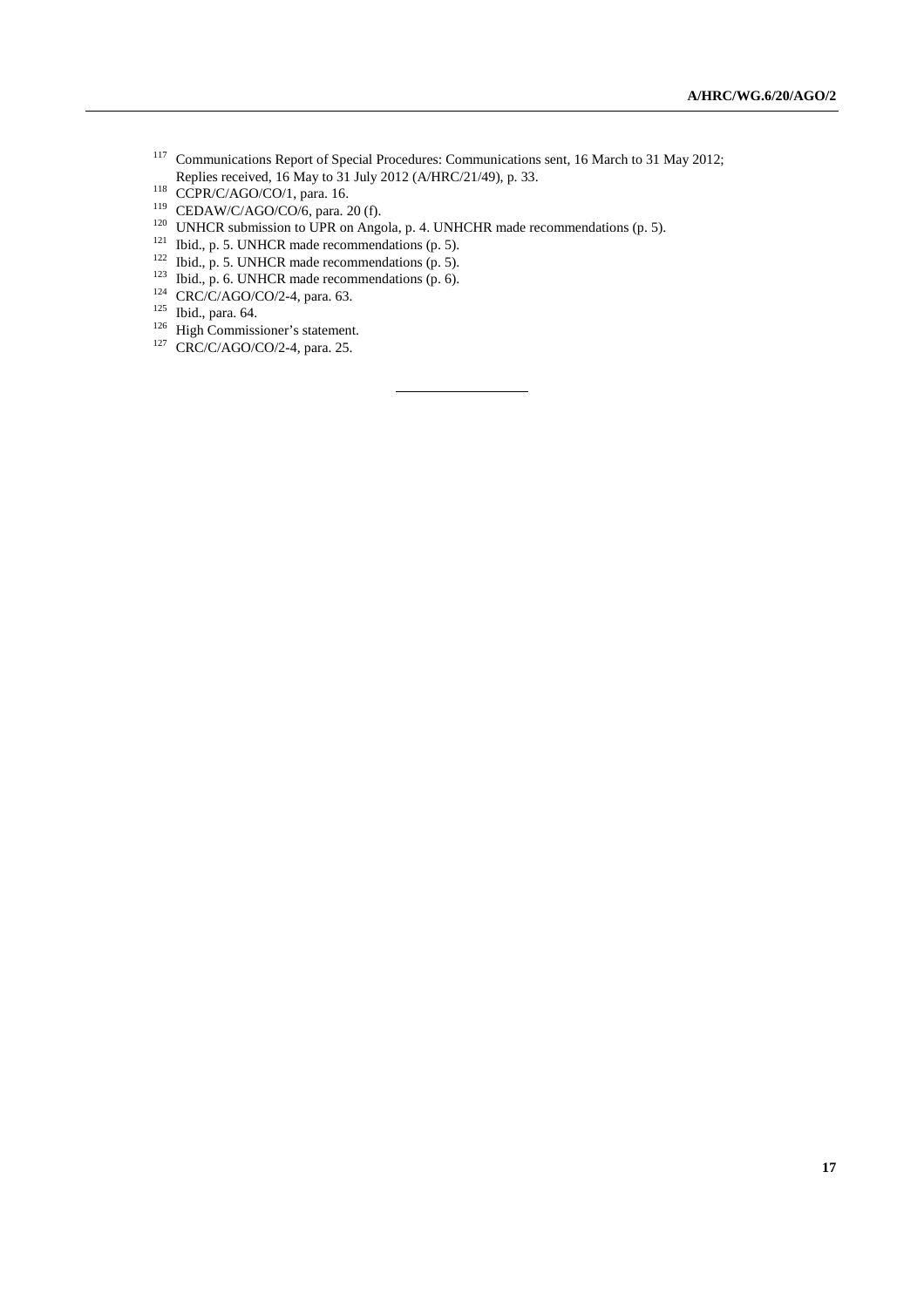[117] Communications Report of Special Procedures: Communications sent, 16 March to 31 May 2012; Replies received, 16 May to 31 July 2012 (A/HRC/21/49), p. 33.

[118] CCPR/C/AGO/CO/1, para. 16.

[119] CEDAW/C/AGO/CO/6, para. 20 (f).

[120] UNHCR submission to UPR on Angola, p. 4. UNHCHR made recommendations (p. 5).

[121] Ibid., p. 5. UNHCR made recommendations (p. 5).

[122] Ibid., p. 5. UNHCR made recommendations (p. 5).

[123] Ibid., p. 6. UNHCR made recommendations (p. 6).

[124] CRC/C/AGO/CO/2-4, para. 63.

[125] Ibid., para. 64.

[126] High Commissioner's statement.

[127] CRC/C/AGO/CO/2-4, para. 25.